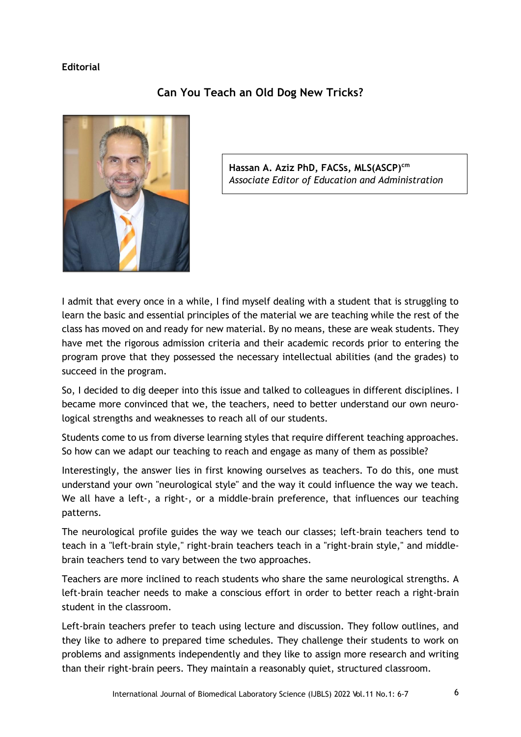**Editorial**

# Can You Teach an Old Dog New Tricks?

**Hassan A. Aziz PhD, FACSs, MLS(ASCP)[cm]**
*Associate Editor of Education and Administration*

I admit that every once in a while, I find myself dealing with a student that is struggling to learn the basic and essential principles of the material we are teaching while the rest of the class has moved on and ready for new material. By no means, these are weak students. They have met the rigorous admission criteria and their academic records prior to entering the program prove that they possessed the necessary intellectual abilities (and the grades) to succeed in the program.

So, I decided to dig deeper into this issue and talked to colleagues in different disciplines. I became more convinced that we, the teachers, need to better understand our own neurological strengths and weaknesses to reach all of our students.

Students come to us from diverse learning styles that require different teaching approaches. So how can we adapt our teaching to reach and engage as many of them as possible?

Interestingly, the answer lies in first knowing ourselves as teachers. To do this, one must understand your own "neurological style" and the way it could influence the way we teach. We all have a left-, a right-, or a middle-brain preference, that influences our teaching patterns.

The neurological profile guides the way we teach our classes; left-brain teachers tend to teach in a "left-brain style," right-brain teachers teach in a "right-brain style," and middle-brain teachers tend to vary between the two approaches.

Teachers are more inclined to reach students who share the same neurological strengths. A left-brain teacher needs to make a conscious effort in order to better reach a right-brain student in the classroom.

Left-brain teachers prefer to teach using lecture and discussion. They follow outlines, and they like to adhere to prepared time schedules. They challenge their students to work on problems and assignments independently and they like to assign more research and writing than their right-brain peers. They maintain a reasonably quiet, structured classroom.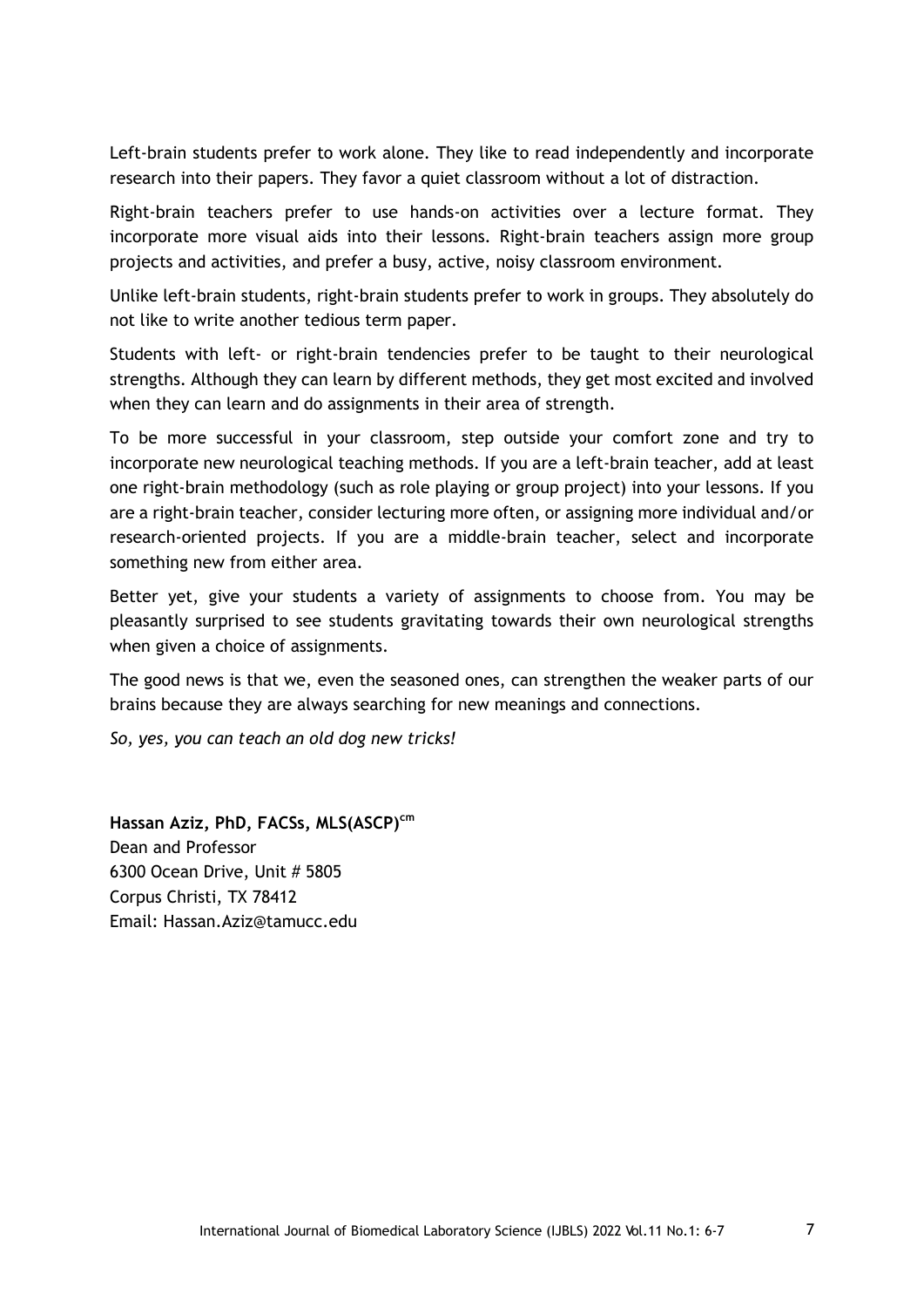Left-brain students prefer to work alone. They like to read independently and incorporate research into their papers. They favor a quiet classroom without a lot of distraction.

Right-brain teachers prefer to use hands-on activities over a lecture format. They incorporate more visual aids into their lessons. Right-brain teachers assign more group projects and activities, and prefer a busy, active, noisy classroom environment.

Unlike left-brain students, right-brain students prefer to work in groups. They absolutely do not like to write another tedious term paper.

Students with left- or right-brain tendencies prefer to be taught to their neurological strengths. Although they can learn by different methods, they get most excited and involved when they can learn and do assignments in their area of strength.

To be more successful in your classroom, step outside your comfort zone and try to incorporate new neurological teaching methods. If you are a left-brain teacher, add at least one right-brain methodology (such as role playing or group project) into your lessons. If you are a right-brain teacher, consider lecturing more often, or assigning more individual and/or research-oriented projects. If you are a middle-brain teacher, select and incorporate something new from either area.

Better yet, give your students a variety of assignments to choose from. You may be pleasantly surprised to see students gravitating towards their own neurological strengths when given a choice of assignments.

The good news is that we, even the seasoned ones, can strengthen the weaker parts of our brains because they are always searching for new meanings and connections.

*So, yes, you can teach an old dog new tricks!*

**Hassan Aziz, PhD, FACSs, MLS(ASCP)[cm]**
Dean and Professor
6300 Ocean Drive, Unit # 5805
Corpus Christi, TX 78412
Email: Hassan.Aziz@tamucc.edu